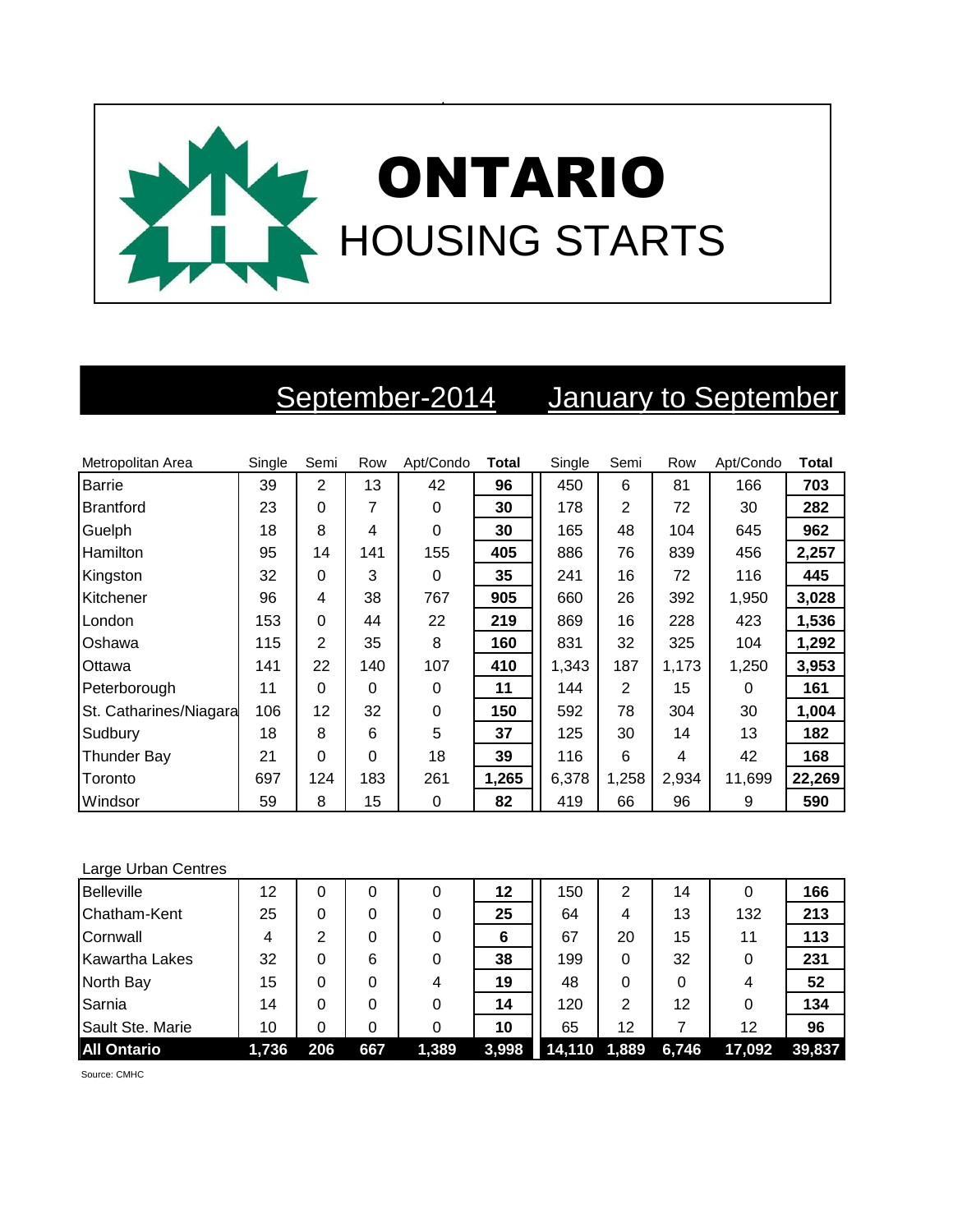# ONTARIO
## HOUSING STARTS

| Metropolitan Area | September-2014 Single | Semi | Row | Apt/Condo | Total | January to September Single | Semi | Row | Apt/Condo | Total |
|---|---|---|---|---|---|---|---|---|---|---|
| Barrie | 39 | 2 | 13 | 42 | **96** | 450 | 6 | 81 | 166 | **703** |
| Brantford | 23 | 0 | 7 | 0 | **30** | 178 | 2 | 72 | 30 | **282** |
| Guelph | 18 | 8 | 4 | 0 | **30** | 165 | 48 | 104 | 645 | **962** |
| Hamilton | 95 | 14 | 141 | 155 | **405** | 886 | 76 | 839 | 456 | **2,257** |
| Kingston | 32 | 0 | 3 | 0 | **35** | 241 | 16 | 72 | 116 | **445** |
| Kitchener | 96 | 4 | 38 | 767 | **905** | 660 | 26 | 392 | 1,950 | **3,028** |
| London | 153 | 0 | 44 | 22 | **219** | 869 | 16 | 228 | 423 | **1,536** |
| Oshawa | 115 | 2 | 35 | 8 | **160** | 831 | 32 | 325 | 104 | **1,292** |
| Ottawa | 141 | 22 | 140 | 107 | **410** | 1,343 | 187 | 1,173 | 1,250 | **3,953** |
| Peterborough | 11 | 0 | 0 | 0 | **11** | 144 | 2 | 15 | 0 | **161** |
| St. Catharines/Niagara | 106 | 12 | 32 | 0 | **150** | 592 | 78 | 304 | 30 | **1,004** |
| Sudbury | 18 | 8 | 6 | 5 | **37** | 125 | 30 | 14 | 13 | **182** |
| Thunder Bay | 21 | 0 | 0 | 18 | **39** | 116 | 6 | 4 | 42 | **168** |
| Toronto | 697 | 124 | 183 | 261 | **1,265** | 6,378 | 1,258 | 2,934 | 11,699 | **22,269** |
| Windsor | 59 | 8 | 15 | 0 | **82** | 419 | 66 | 96 | 9 | **590** |
| **Large Urban Centres** | | | | | | | | | | |
| Belleville | 12 | 0 | 0 | 0 | **12** | 150 | 2 | 14 | 0 | **166** |
| Chatham-Kent | 25 | 0 | 0 | 0 | **25** | 64 | 4 | 13 | 132 | **213** |
| Cornwall | 4 | 2 | 0 | 0 | **6** | 67 | 20 | 15 | 11 | **113** |
| Kawartha Lakes | 32 | 0 | 6 | 0 | **38** | 199 | 0 | 32 | 0 | **231** |
| North Bay | 15 | 0 | 0 | 4 | **19** | 48 | 0 | 0 | 4 | **52** |
| Sarnia | 14 | 0 | 0 | 0 | **14** | 120 | 2 | 12 | 0 | **134** |
| Sault Ste. Marie | 10 | 0 | 0 | 0 | **10** | 65 | 12 | 7 | 12 | **96** |
| **All Ontario** | **1,736** | **206** | **667** | **1,389** | **3,998** | **14,110** | **1,889** | **6,746** | **17,092** | **39,837** |

Source: CMHC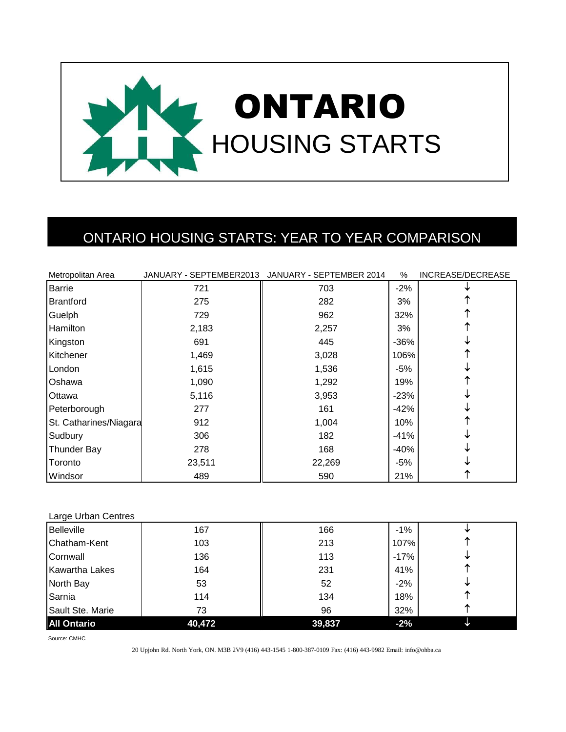# ONTARIO HOUSING STARTS

## ONTARIO HOUSING STARTS: YEAR TO YEAR COMPARISON

| Metropolitan Area | JANUARY - SEPTEMBER2013 | JANUARY - SEPTEMBER 2014 | % | INCREASE/DECREASE |
|---|---|---|---|---|
| Barrie | 721 | 703 | -2% | ↓ |
| Brantford | 275 | 282 | 3% | ↑ |
| Guelph | 729 | 962 | 32% | ↑ |
| Hamilton | 2,183 | 2,257 | 3% | ↑ |
| Kingston | 691 | 445 | -36% | ↓ |
| Kitchener | 1,469 | 3,028 | 106% | ↑ |
| London | 1,615 | 1,536 | -5% | ↓ |
| Oshawa | 1,090 | 1,292 | 19% | ↑ |
| Ottawa | 5,116 | 3,953 | -23% | ↓ |
| Peterborough | 277 | 161 | -42% | ↓ |
| St. Catharines/Niagara | 912 | 1,004 | 10% | ↑ |
| Sudbury | 306 | 182 | -41% | ↓ |
| Thunder Bay | 278 | 168 | -40% | ↓ |
| Toronto | 23,511 | 22,269 | -5% | ↓ |
| Windsor | 489 | 590 | 21% | ↑ |
| **Large Urban Centres** | | | | |
| Belleville | 167 | 166 | -1% | ↓ |
| Chatham-Kent | 103 | 213 | 107% | ↑ |
| Cornwall | 136 | 113 | -17% | ↓ |
| Kawartha Lakes | 164 | 231 | 41% | ↑ |
| North Bay | 53 | 52 | -2% | ↓ |
| Sarnia | 114 | 134 | 18% | ↑ |
| Sault Ste. Marie | 73 | 96 | 32% | ↑ |
| **All Ontario** | **40,472** | **39,837** | **-2%** | ↓ |

Source: CMHC

20 Upjohn Rd. North York, ON. M3B 2V9 (416) 443-1545 1-800-387-0109 Fax: (416) 443-9982 Email: info@ohba.ca